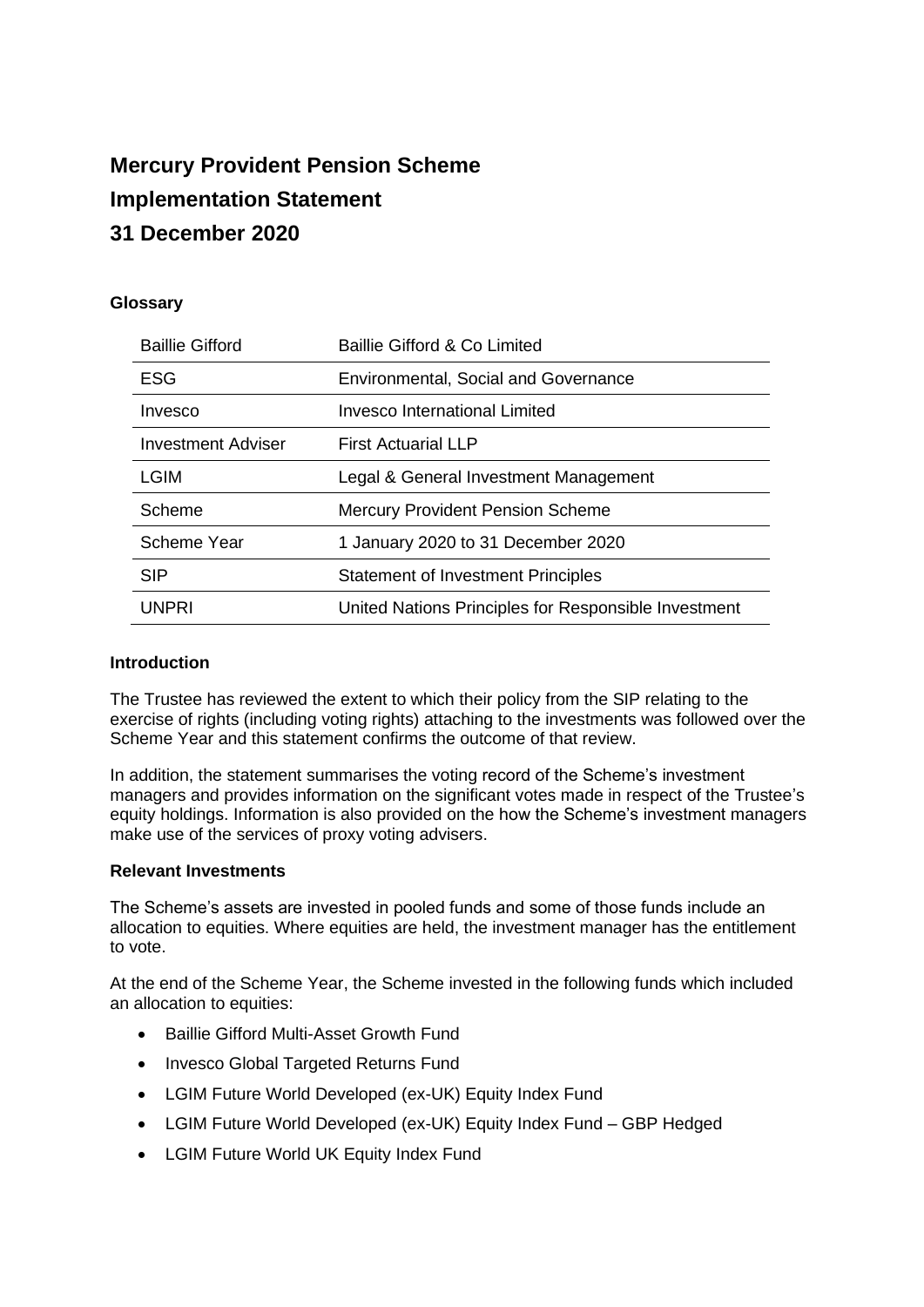# Mercury Provident Pension Scheme

# Implementation Statement

# 31 December 2020

### Glossary

| | |
|---|---|
| Baillie Gifford | Baillie Gifford & Co Limited |
| ESG | Environmental, Social and Governance |
| Invesco | Invesco International Limited |
| Investment Adviser | First Actuarial LLP |
| LGIM | Legal & General Investment Management |
| Scheme | Mercury Provident Pension Scheme |
| Scheme Year | 1 January 2020 to 31 December 2020 |
| SIP | Statement of Investment Principles |
| UNPRI | United Nations Principles for Responsible Investment |

### Introduction

The Trustee has reviewed the extent to which their policy from the SIP relating to the exercise of rights (including voting rights) attaching to the investments was followed over the Scheme Year and this statement confirms the outcome of that review.

In addition, the statement summarises the voting record of the Scheme's investment managers and provides information on the significant votes made in respect of the Trustee's equity holdings. Information is also provided on the how the Scheme's investment managers make use of the services of proxy voting advisers.

### Relevant Investments

The Scheme's assets are invested in pooled funds and some of those funds include an allocation to equities. Where equities are held, the investment manager has the entitlement to vote.

At the end of the Scheme Year, the Scheme invested in the following funds which included an allocation to equities:

- Baillie Gifford Multi-Asset Growth Fund
- Invesco Global Targeted Returns Fund
- LGIM Future World Developed (ex-UK) Equity Index Fund
- LGIM Future World Developed (ex-UK) Equity Index Fund – GBP Hedged
- LGIM Future World UK Equity Index Fund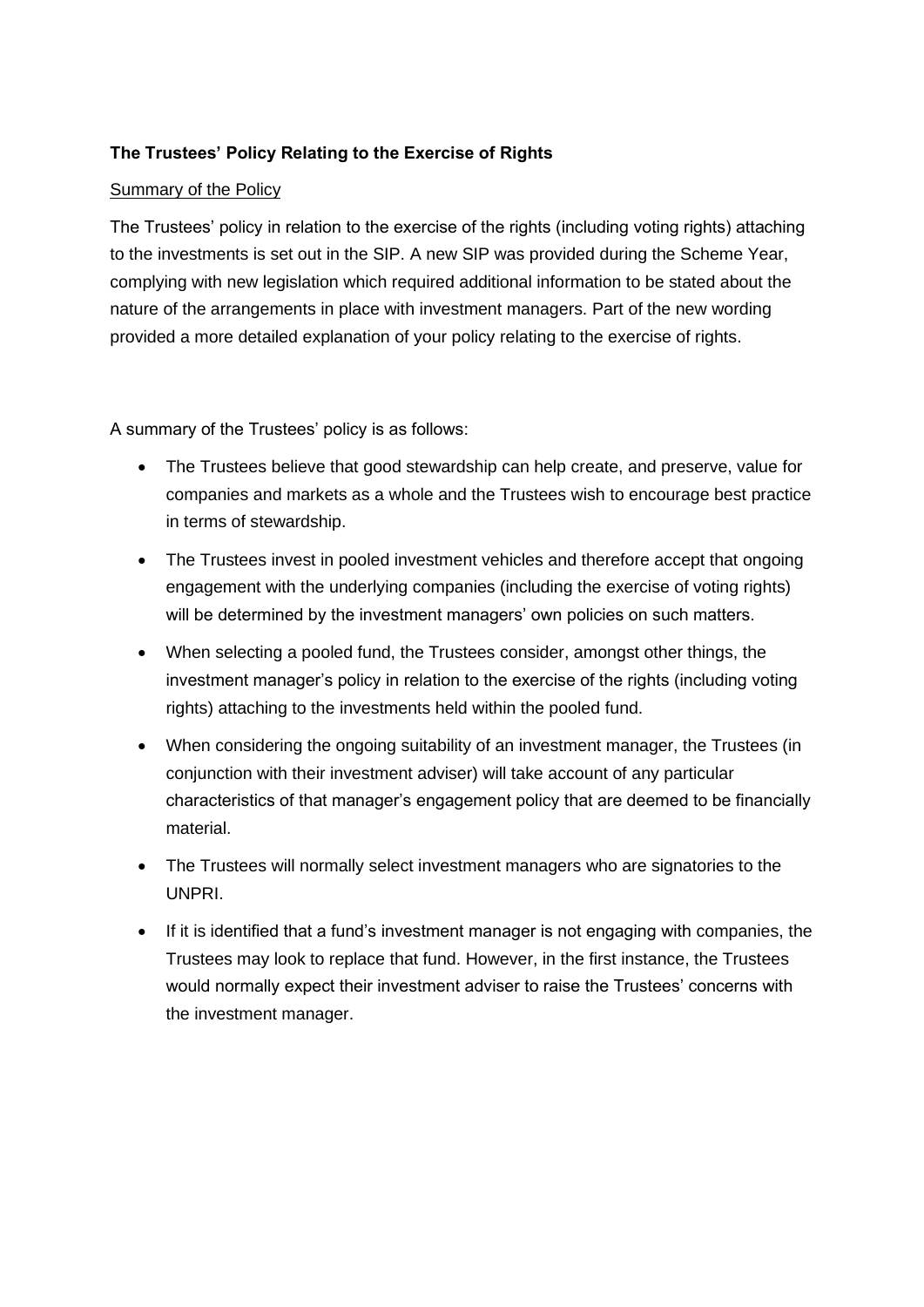**The Trustees' Policy Relating to the Exercise of Rights**

Summary of the Policy

The Trustees' policy in relation to the exercise of the rights (including voting rights) attaching to the investments is set out in the SIP. A new SIP was provided during the Scheme Year, complying with new legislation which required additional information to be stated about the nature of the arrangements in place with investment managers. Part of the new wording provided a more detailed explanation of your policy relating to the exercise of rights.

A summary of the Trustees' policy is as follows:

- The Trustees believe that good stewardship can help create, and preserve, value for companies and markets as a whole and the Trustees wish to encourage best practice in terms of stewardship.
- The Trustees invest in pooled investment vehicles and therefore accept that ongoing engagement with the underlying companies (including the exercise of voting rights) will be determined by the investment managers' own policies on such matters.
- When selecting a pooled fund, the Trustees consider, amongst other things, the investment manager's policy in relation to the exercise of the rights (including voting rights) attaching to the investments held within the pooled fund.
- When considering the ongoing suitability of an investment manager, the Trustees (in conjunction with their investment adviser) will take account of any particular characteristics of that manager's engagement policy that are deemed to be financially material.
- The Trustees will normally select investment managers who are signatories to the UNPRI.
- If it is identified that a fund's investment manager is not engaging with companies, the Trustees may look to replace that fund. However, in the first instance, the Trustees would normally expect their investment adviser to raise the Trustees' concerns with the investment manager.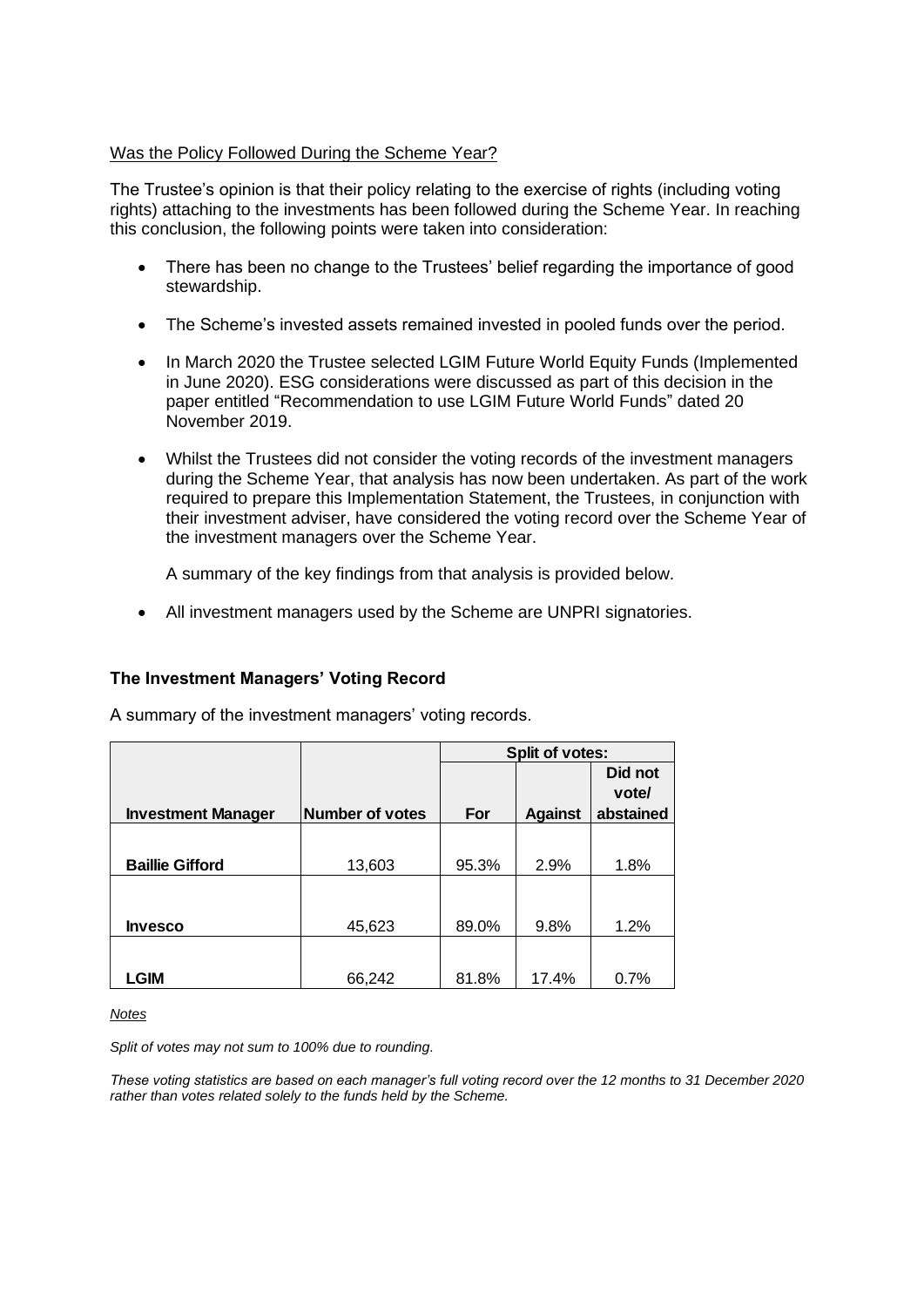Was the Policy Followed During the Scheme Year?

The Trustee's opinion is that their policy relating to the exercise of rights (including voting rights) attaching to the investments has been followed during the Scheme Year. In reaching this conclusion, the following points were taken into consideration:

- There has been no change to the Trustees' belief regarding the importance of good stewardship.
- The Scheme's invested assets remained invested in pooled funds over the period.
- In March 2020 the Trustee selected LGIM Future World Equity Funds (Implemented in June 2020). ESG considerations were discussed as part of this decision in the paper entitled "Recommendation to use LGIM Future World Funds" dated 20 November 2019.
- Whilst the Trustees did not consider the voting records of the investment managers during the Scheme Year, that analysis has now been undertaken. As part of the work required to prepare this Implementation Statement, the Trustees, in conjunction with their investment adviser, have considered the voting record over the Scheme Year of the investment managers over the Scheme Year.

  A summary of the key findings from that analysis is provided below.

- All investment managers used by the Scheme are UNPRI signatories.

**The Investment Managers' Voting Record**

A summary of the investment managers' voting records.

| | | Split of votes: | | |
|---|---|---|---|---|
| **Investment Manager** | **Number of votes** | **For** | **Against** | **Did not vote/ abstained** |
| **Baillie Gifford** | 13,603 | 95.3% | 2.9% | 1.8% |
| **Invesco** | 45,623 | 89.0% | 9.8% | 1.2% |
| **LGIM** | 66,242 | 81.8% | 17.4% | 0.7% |

*Notes*

*Split of votes may not sum to 100% due to rounding.*

*These voting statistics are based on each manager's full voting record over the 12 months to 31 December 2020 rather than votes related solely to the funds held by the Scheme.*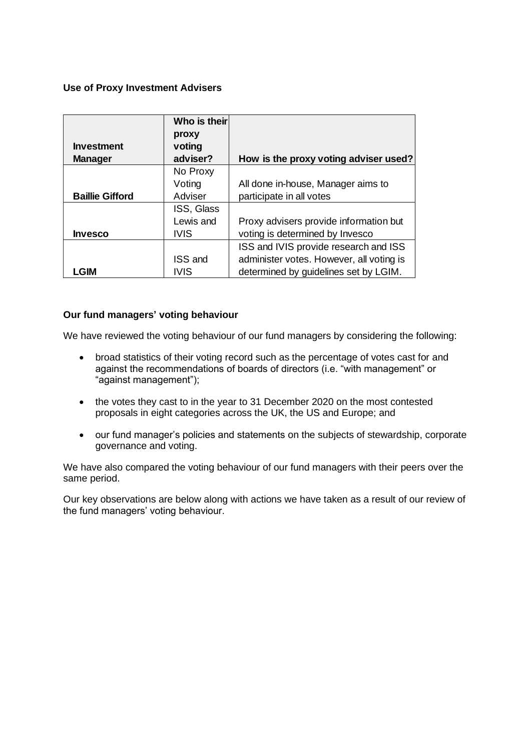**Use of Proxy Investment Advisers**

| Investment Manager | Who is their proxy voting adviser? | How is the proxy voting adviser used? |
|---|---|---|
| **Baillie Gifford** | No Proxy Voting Adviser | All done in-house, Manager aims to participate in all votes |
| **Invesco** | ISS, Glass Lewis and IVIS | Proxy advisers provide information but voting is determined by Invesco |
| **LGIM** | ISS and IVIS | ISS and IVIS provide research and ISS administer votes. However, all voting is determined by guidelines set by LGIM. |

**Our fund managers' voting behaviour**

We have reviewed the voting behaviour of our fund managers by considering the following:

- broad statistics of their voting record such as the percentage of votes cast for and against the recommendations of boards of directors (i.e. "with management" or "against management");
- the votes they cast to in the year to 31 December 2020 on the most contested proposals in eight categories across the UK, the US and Europe; and
- our fund manager's policies and statements on the subjects of stewardship, corporate governance and voting.

We have also compared the voting behaviour of our fund managers with their peers over the same period.

Our key observations are below along with actions we have taken as a result of our review of the fund managers' voting behaviour.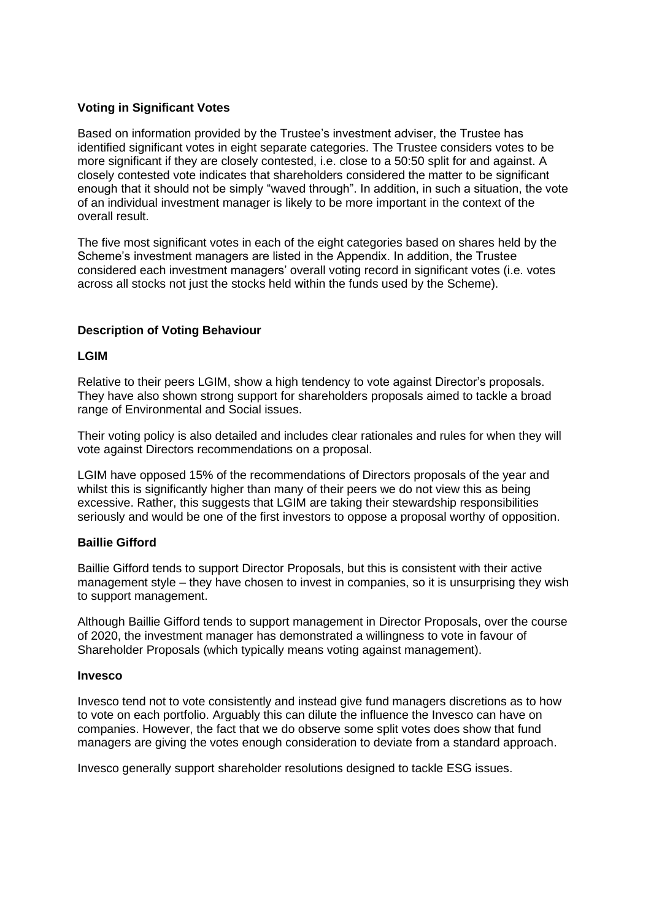### Voting in Significant Votes

Based on information provided by the Trustee's investment adviser, the Trustee has identified significant votes in eight separate categories. The Trustee considers votes to be more significant if they are closely contested, i.e. close to a 50:50 split for and against. A closely contested vote indicates that shareholders considered the matter to be significant enough that it should not be simply "waved through". In addition, in such a situation, the vote of an individual investment manager is likely to be more important in the context of the overall result.

The five most significant votes in each of the eight categories based on shares held by the Scheme's investment managers are listed in the Appendix. In addition, the Trustee considered each investment managers' overall voting record in significant votes (i.e. votes across all stocks not just the stocks held within the funds used by the Scheme).

### Description of Voting Behaviour

#### LGIM

Relative to their peers LGIM, show a high tendency to vote against Director's proposals. They have also shown strong support for shareholders proposals aimed to tackle a broad range of Environmental and Social issues.

Their voting policy is also detailed and includes clear rationales and rules for when they will vote against Directors recommendations on a proposal.

LGIM have opposed 15% of the recommendations of Directors proposals of the year and whilst this is significantly higher than many of their peers we do not view this as being excessive. Rather, this suggests that LGIM are taking their stewardship responsibilities seriously and would be one of the first investors to oppose a proposal worthy of opposition.

#### Baillie Gifford

Baillie Gifford tends to support Director Proposals, but this is consistent with their active management style – they have chosen to invest in companies, so it is unsurprising they wish to support management.

Although Baillie Gifford tends to support management in Director Proposals, over the course of 2020, the investment manager has demonstrated a willingness to vote in favour of Shareholder Proposals (which typically means voting against management).

#### Invesco

Invesco tend not to vote consistently and instead give fund managers discretions as to how to vote on each portfolio. Arguably this can dilute the influence the Invesco can have on companies. However, the fact that we do observe some split votes does show that fund managers are giving the votes enough consideration to deviate from a standard approach.

Invesco generally support shareholder resolutions designed to tackle ESG issues.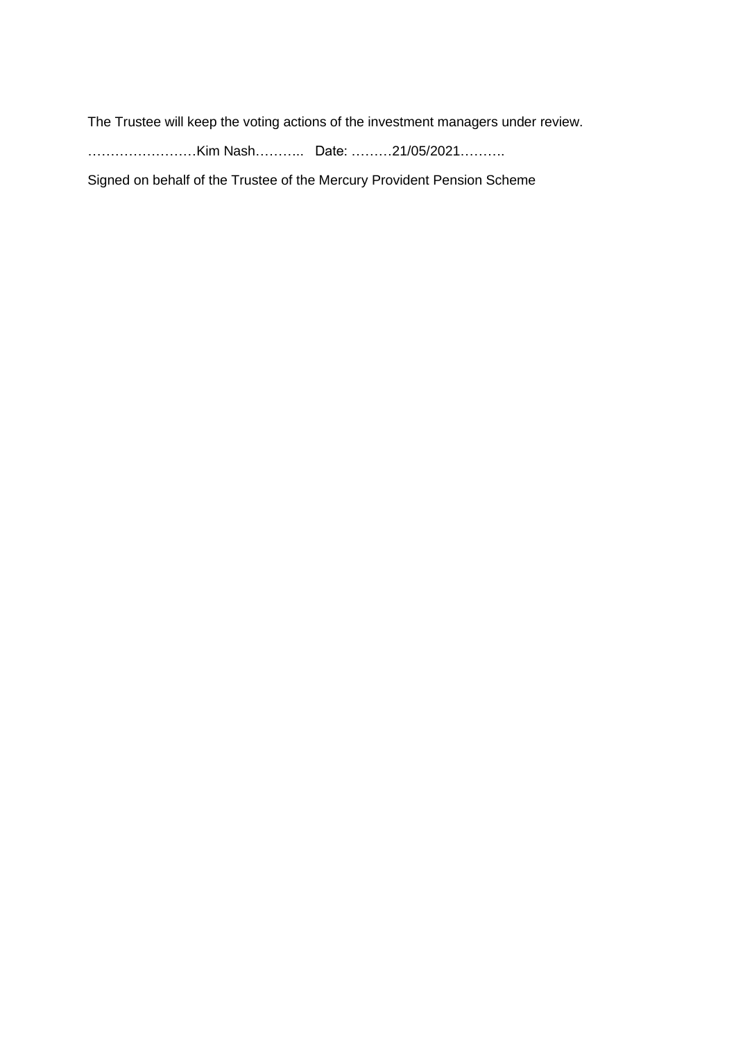The Trustee will keep the voting actions of the investment managers under review.

……………………Kim Nash……….. Date: ………21/05/2021……….

Signed on behalf of the Trustee of the Mercury Provident Pension Scheme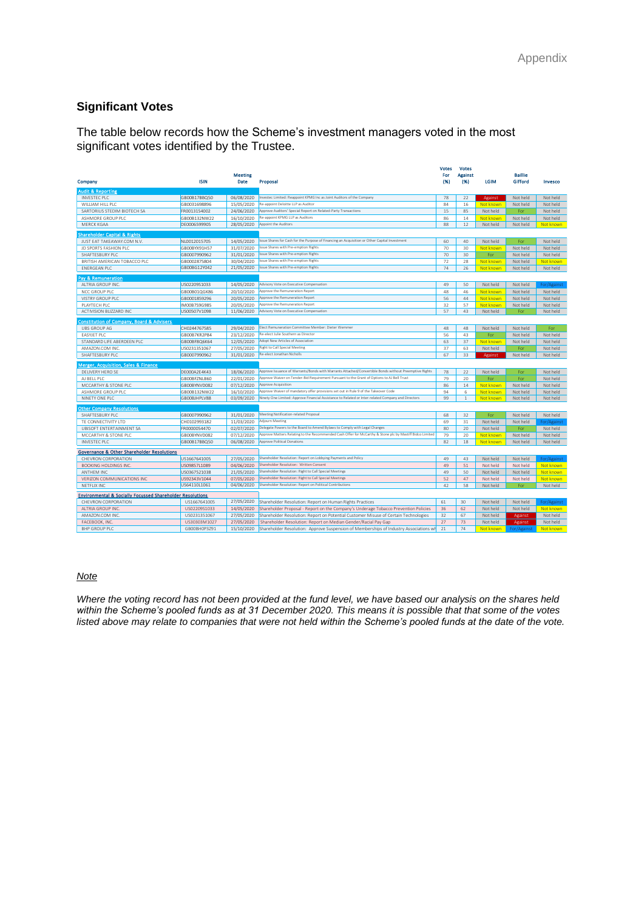## Significant Votes

The table below records how the Scheme's investment managers voted in the most significant votes identified by the Trustee.

| Company | ISIN | Meeting Date | Proposal | Votes For (%) | Votes Against (%) | LGIM | Baillie Gifford | Invesco |
|---|---|---|---|---|---|---|---|---|
| **Audit & Reporting** | | | | | | | | |
| INVESTEC PLC | GB00B17BBQ50 | 06/08/2020 | Investec Limited: Reappoint KPMG Inc as Joint Auditors of the Company | 78 | 22 | Against | Not held | Not held |
| WILLIAM HILL PLC | GB0031698896 | 15/05/2020 | Re-appoint Deloitte LLP as Auditor | 84 | 16 | Not known | Not held | Not held |
| SARTORIUS STEDIM BIOTECH SA | FR0013154002 | 24/06/2020 | Approve Auditors' Special Report on Related-Party Transactions | 15 | 85 | Not held | For | Not held |
| ASHMORE GROUP PLC | GB00B132NW22 | 16/10/2020 | Re-appoint KPMG LLP as Auditors | 86 | 14 | Not known | Not held | Not held |
| MERCK KGAA | DE0006599905 | 28/05/2020 | Appoint the Auditors | 88 | 12 | Not held | Not held | Not known |
| **Shareholder Capital & Rights** | | | | | | | | |
| JUST EAT TAKEAWAY.COM N.V. | NL0012015705 | 14/05/2020 | Issue Shares for Cash for the Purpose of Financing an Acquisition or Other Capital Investment | 60 | 40 | Not held | For | Not held |
| JD SPORTS FASHION PLC | GB00BYX91H57 | 31/07/2020 | Issue Shares with Pre-emption Rights | 70 | 30 | Not known | Not held | Not held |
| SHAFTESBURY PLC | GB0007990962 | 31/01/2020 | Issue Shares with Pre-emption Rights | 70 | 30 | For | Not held | Not held |
| BRITISH AMERICAN TOBACCO PLC | GB0002875804 | 30/04/2020 | Issue Shares with Pre-emption Rights | 72 | 28 | Not known | Not held | Not known |
| ENERGEAN PLC | GB00BG12Y042 | 21/05/2020 | Issue Shares with Pre-emption Rights | 74 | 26 | Not known | Not held | Not held |
| **Pay & Remuneration** | | | | | | | | |
| ALTRIA GROUP INC. | US02209S1033 | 14/05/2020 | Advisory Vote on Executive Compensation | 49 | 50 | Not held | Not held | For/Against |
| NCC GROUP PLC | GB00B01QGK86 | 20/10/2020 | Approve the Remuneration Report | 48 | 46 | Not known | Not held | Not held |
| VISTRY GROUP PLC | GB0001859296 | 20/05/2020 | Approve the Remuneration Report | 56 | 44 | Not known | Not held | Not held |
| PLAYTECH PLC | IM00B7S9G985 | 20/05/2020 | Approve the Remuneration Report | 32 | 57 | Not known | Not held | Not held |
| ACTIVISION BLIZZARD INC | US00507V1098 | 11/06/2020 | Advisory Vote on Executive Compensation | 57 | 43 | Not held | For | Not held |
| **Constitution of Company, Board & Advisers** | | | | | | | | |
| UBS GROUP AG | CH0244767585 | 29/04/2020 | Elect Remuneration Committee Member: Dieter Wemmer | 48 | 48 | Not held | Not held | For |
| EASYJET PLC | GB00B7KR2P84 | 23/12/2020 | Re-elect Julie Southern as Director | 56 | 43 | For | Not held | Not held |
| STANDARD LIFE ABERDEEN PLC | GB00BF8Q6K64 | 12/05/2020 | Adopt New Articles of Association | 63 | 37 | Not known | Not held | Not held |
| AMAZON.COM INC. | US0231351067 | 27/05/2020 | Right to Call Special Meeting | 37 | 63 | Not held | For | Not held |
| SHAFTESBURY PLC | GB0007990962 | 31/01/2020 | Re-elect Jonathan Nicholls | 67 | 33 | Against | Not held | Not held |
| **Merger, Acquisition, Sales & Finance** | | | | | | | | |
| DELIVERY HERO SE | DE000A2E4K43 | 18/06/2020 | Approve Issuance of Warrants/Bonds with Warrants Attached/Convertible Bonds without Preemptive Rights | 78 | 22 | Not held | For | Not held |
| AJ BELL PLC | GB00BFZNLB60 | 22/01/2020 | Approve Waiver on Tender-Bid Requirement Pursuant to the Grant of Options to AJ Bell Trust | 79 | 20 | For | For | Not held |
| MCCARTHY & STONE PLC | GB00BYNVD082 | 07/12/2020 | Approve Acquisition | 86 | 14 | Not known | Not held | Not held |
| ASHMORE GROUP PLC | GB00B132NW22 | 16/10/2020 | Approve Waiver of mandatory offer provisions set out in Rule 9 of the Takeover Code | 94 | 6 | Not known | Not held | Not held |
| NINETY ONE PLC | GB00BJHPLV88 | 03/09/2020 | Ninety One Limited: Approve Financial Assistance to Related or Inter-related Company and Directors | 99 | 1 | Not known | Not held | Not held |
| **Other Company Resolutions** | | | | | | | | |
| SHAFTESBURY PLC | GB0007990962 | 31/01/2020 | Meeting Notification-related Proposal | 68 | 32 | For | Not held | Not held |
| TE CONNECTIVITY LTD | CH0102993182 | 11/03/2020 | Adjourn Meeting | 69 | 31 | Not held | Not held | For/Against |
| UBISOFT ENTERTAINMENT SA | FR0000054470 | 02/07/2020 | Delegate Powers to the Board to Amend Bylaws to Comply with Legal Changes | 80 | 20 | Not held | For | Not held |
| MCCARTHY & STONE PLC | GB00BYNVD082 | 07/12/2020 | Approve Matters Relating to the Recommended Cash Offer for McCarthy & Stone plc by Mastiff Bidco Limited | 79 | 20 | Not known | Not held | Not held |
| INVESTEC PLC | GB00B17BBQ50 | 06/08/2020 | Approve Political Donations | 82 | 18 | Not known | Not held | Not held |
| **Governance & Other Shareholder Resolutions** | | | | | | | | |
| CHEVRON CORPORATION | US1667641005 | 27/05/2020 | Shareholder Resolution: Report on Lobbying Payments and Policy | 49 | 43 | Not held | Not held | For/Against |
| BOOKING HOLDINGS INC. | US09857L1089 | 04/06/2020 | Shareholder Resolution: Written Consent | 49 | 51 | Not held | Not held | Not known |
| ANTHEM INC | US0367521038 | 21/05/2020 | Shareholder Resolution: Right to Call Special Meetings | 49 | 50 | Not held | Not held | Not known |
| VERIZON COMMUNICATIONS INC | US92343V1044 | 07/05/2020 | Shareholder Resolution: Right to Call Special Meetings | 52 | 47 | Not held | Not held | Not known |
| NETFLIX INC | US64110L1061 | 04/06/2020 | Shareholder Resolution: Report on Political Contributions | 42 | 58 | Not held | For | Not held |
| **Environmental & Socially Focussed Shareholder Resolutions** | | | | | | | | |
| CHEVRON CORPORATION | US1667641005 | 27/05/2020 | Shareholder Resolution: Report on Human Rights Practices | 61 | 30 | Not held | Not held | For/Against |
| ALTRIA GROUP INC. | US02209S1033 | 14/05/2020 | Shareholder Proposal - Report on the Company's Underage Tobacco Prevention Policies | 36 | 62 | Not held | Not held | Not known |
| AMAZON.COM INC. | US0231351067 | 27/05/2020 | Shareholder Resolution: Report on Potential Customer Misuse of Certain Technologies | 32 | 67 | Not held | Against | Not held |
| FACEBOOK, INC. | US30303M1027 | 27/05/2020 | Shareholder Resolution: Report on Median Gender/Racial Pay Gap | 27 | 73 | Not held | Against | Not held |
| BHP GROUP PLC | GB00BH0P3Z91 | 15/10/2020 | Shareholder Resolution: Approve Suspension of Memberships of Industry Associations wh | 21 | 74 | Not known | For/Against | Not known |

*Note*

*Where the voting record has not been provided at the fund level, we have based our analysis on the shares held within the Scheme's pooled funds as at 31 December 2020. This means it is possible that some of the votes listed above may relate to companies that were not held within the Scheme's pooled funds at the date of the vote.*